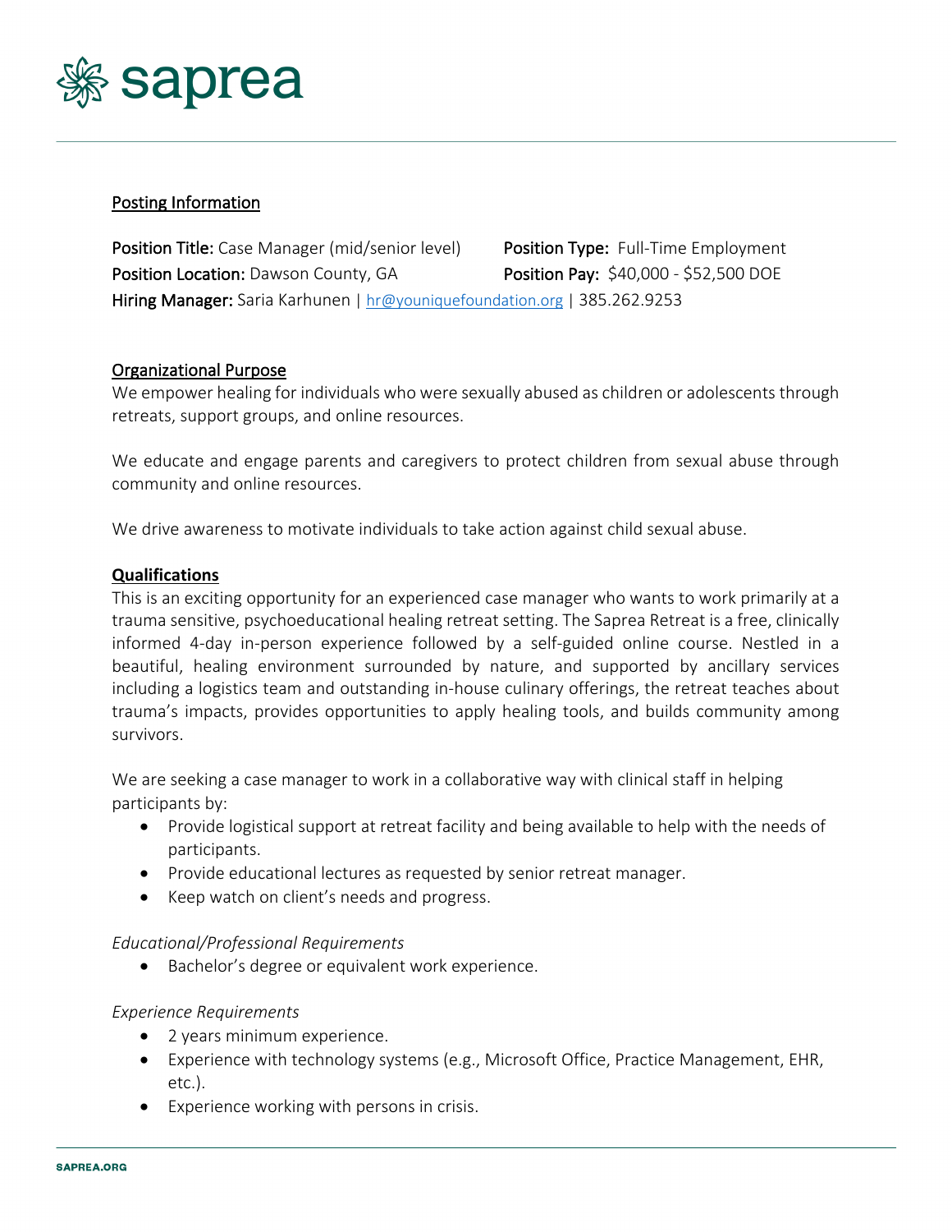saprea

## Posting Information

**Position Title:** Case Manager (mid/senior level)
**Position Type:** Full-Time Employment
**Position Location:** Dawson County, GA
**Position Pay:** $40,000 - $52,500 DOE
**Hiring Manager:** Saria Karhunen | hr@youniquefoundation.org | 385.262.9253

## Organizational Purpose

We empower healing for individuals who were sexually abused as children or adolescents through retreats, support groups, and online resources.

We educate and engage parents and caregivers to protect children from sexual abuse through community and online resources.

We drive awareness to motivate individuals to take action against child sexual abuse.

## Qualifications

This is an exciting opportunity for an experienced case manager who wants to work primarily at a trauma sensitive, psychoeducational healing retreat setting. The Saprea Retreat is a free, clinically informed 4-day in-person experience followed by a self-guided online course. Nestled in a beautiful, healing environment surrounded by nature, and supported by ancillary services including a logistics team and outstanding in-house culinary offerings, the retreat teaches about trauma's impacts, provides opportunities to apply healing tools, and builds community among survivors.

We are seeking a case manager to work in a collaborative way with clinical staff in helping participants by:

- Provide logistical support at retreat facility and being available to help with the needs of participants.
- Provide educational lectures as requested by senior retreat manager.
- Keep watch on client's needs and progress.

*Educational/Professional Requirements*

- Bachelor's degree or equivalent work experience.

*Experience Requirements*

- 2 years minimum experience.
- Experience with technology systems (e.g., Microsoft Office, Practice Management, EHR, etc.).
- Experience working with persons in crisis.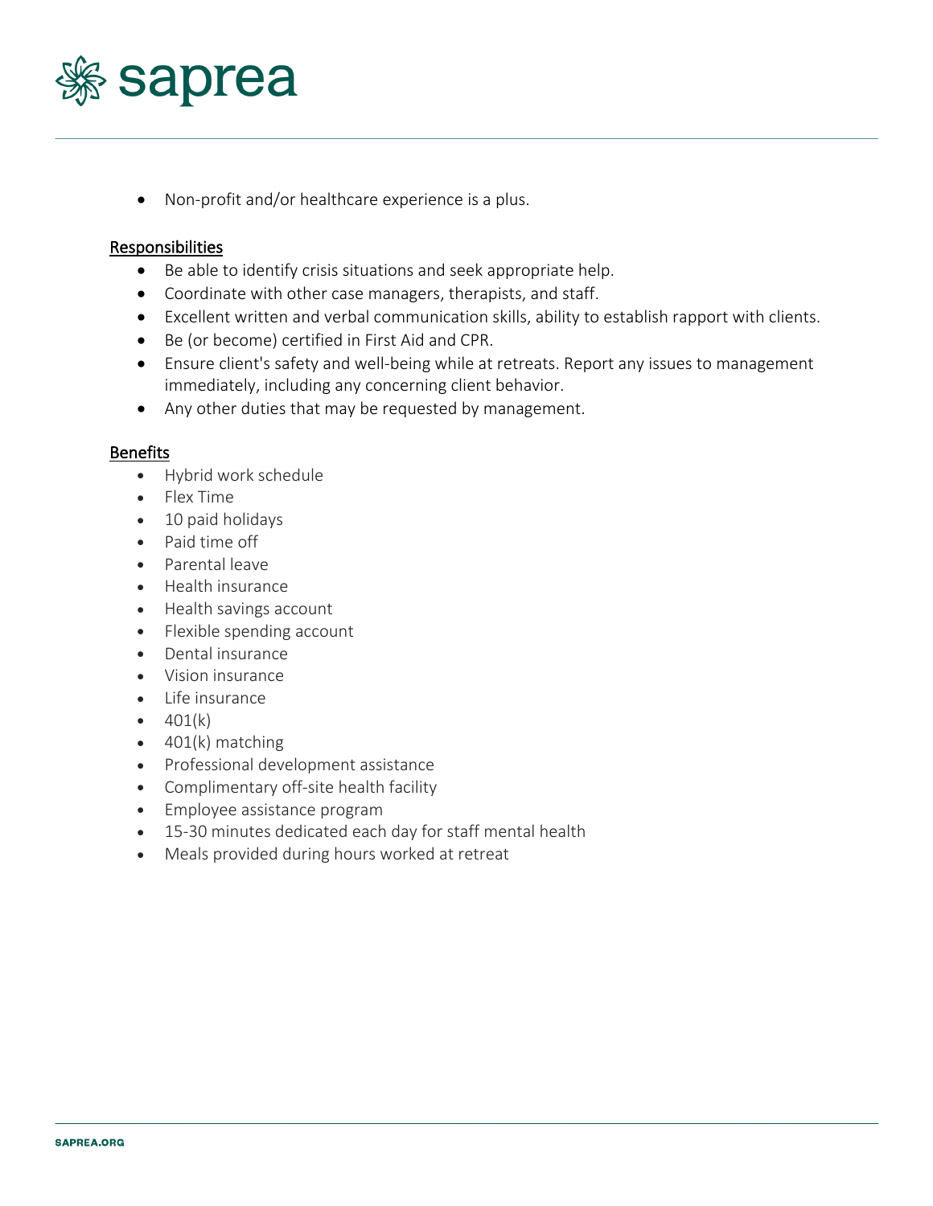- Non-profit and/or healthcare experience is a plus.

## Responsibilities

- Be able to identify crisis situations and seek appropriate help.
- Coordinate with other case managers, therapists, and staff.
- Excellent written and verbal communication skills, ability to establish rapport with clients.
- Be (or become) certified in First Aid and CPR.
- Ensure client's safety and well-being while at retreats. Report any issues to management immediately, including any concerning client behavior.
- Any other duties that may be requested by management.

## Benefits

- Hybrid work schedule
- Flex Time
- 10 paid holidays
- Paid time off
- Parental leave
- Health insurance
- Health savings account
- Flexible spending account
- Dental insurance
- Vision insurance
- Life insurance
- 401(k)
- 401(k) matching
- Professional development assistance
- Complimentary off-site health facility
- Employee assistance program
- 15-30 minutes dedicated each day for staff mental health
- Meals provided during hours worked at retreat